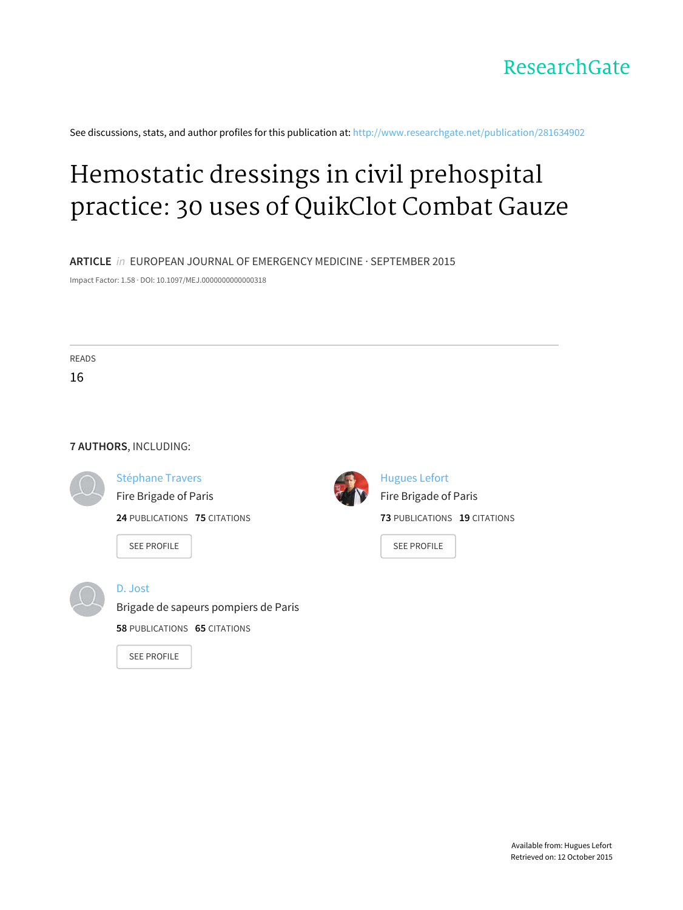ResearchGate

See discussions, stats, and author profiles for this publication at: http://www.researchgate.net/publication/281634902

# Hemostatic dressings in civil prehospital practice: 30 uses of QuikClot Combat Gauze

**ARTICLE** *in* EUROPEAN JOURNAL OF EMERGENCY MEDICINE · SEPTEMBER 2015

Impact Factor: 1.58 · DOI: 10.1097/MEJ.0000000000000318

READS

16

**7 AUTHORS**, INCLUDING:

Stéphane Travers
Fire Brigade of Paris
**24** PUBLICATIONS **75** CITATIONS

SEE PROFILE

Hugues Lefort
Fire Brigade of Paris
**73** PUBLICATIONS **19** CITATIONS

SEE PROFILE

D. Jost
Brigade de sapeurs pompiers de Paris
**58** PUBLICATIONS **65** CITATIONS

SEE PROFILE

Available from: Hugues Lefort
Retrieved on: 12 October 2015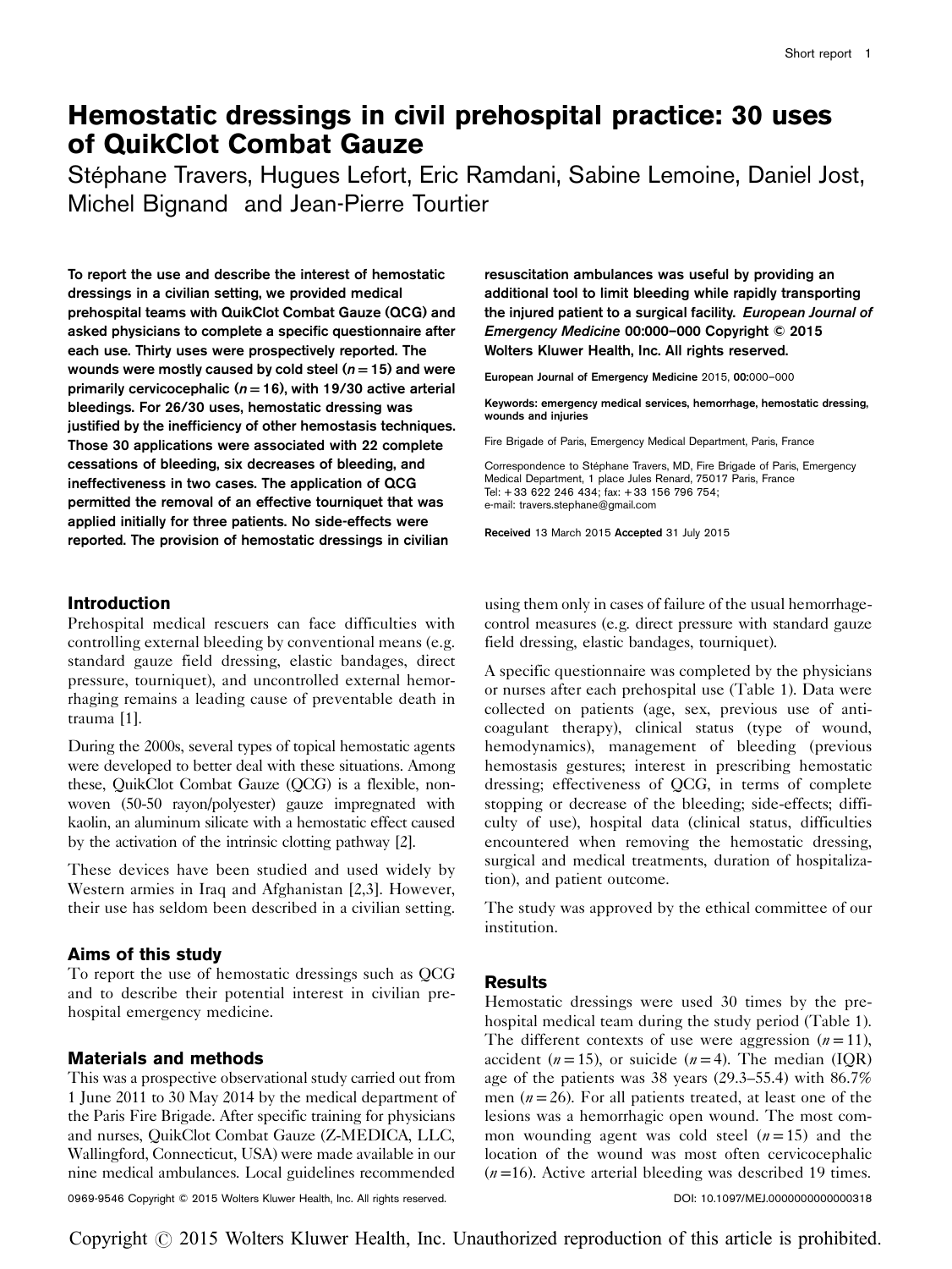# Hemostatic dressings in civil prehospital practice: 30 uses of QuikClot Combat Gauze

Stéphane Travers, Hugues Lefort, Eric Ramdani, Sabine Lemoine, Daniel Jost, Michel Bignand and Jean-Pierre Tourtier

**To report the use and describe the interest of hemostatic dressings in a civilian setting, we provided medical prehospital teams with QuikClot Combat Gauze (QCG) and asked physicians to complete a specific questionnaire after each use. Thirty uses were prospectively reported. The wounds were mostly caused by cold steel ($n = 15$) and were primarily cervicocephalic ($n = 16$), with 19/30 active arterial bleedings. For 26/30 uses, hemostatic dressing was justified by the inefficiency of other hemostasis techniques. Those 30 applications were associated with 22 complete cessations of bleeding, six decreases of bleeding, and ineffectiveness in two cases. The application of QCG permitted the removal of an effective tourniquet that was applied initially for three patients. No side-effects were reported. The provision of hemostatic dressings in civilian resuscitation ambulances was useful by providing an additional tool to limit bleeding while rapidly transporting the injured patient to a surgical facility.** ***European Journal of Emergency Medicine*** **00:000–000 Copyright © 2015 Wolters Kluwer Health, Inc. All rights reserved.**

European Journal of Emergency Medicine 2015, **00**:000–000

**Keywords:** emergency medical services, hemorrhage, hemostatic dressing, wounds and injuries

Fire Brigade of Paris, Emergency Medical Department, Paris, France

Correspondence to Stéphane Travers, MD, Fire Brigade of Paris, Emergency Medical Department, 1 place Jules Renard, 75017 Paris, France
Tel: +33 622 246 434; fax: +33 156 796 754;
e-mail: travers.stephane@gmail.com

**Received** 13 March 2015 **Accepted** 31 July 2015

## Introduction

Prehospital medical rescuers can face difficulties with controlling external bleeding by conventional means (e.g. standard gauze field dressing, elastic bandages, direct pressure, tourniquet), and uncontrolled external hemorrhaging remains a leading cause of preventable death in trauma [1].

During the 2000s, several types of topical hemostatic agents were developed to better deal with these situations. Among these, QuikClot Combat Gauze (QCG) is a flexible, nonwoven (50-50 rayon/polyester) gauze impregnated with kaolin, an aluminum silicate with a hemostatic effect caused by the activation of the intrinsic clotting pathway [2].

These devices have been studied and used widely by Western armies in Iraq and Afghanistan [2,3]. However, their use has seldom been described in a civilian setting.

## Aims of this study

To report the use of hemostatic dressings such as QCG and to describe their potential interest in civilian prehospital emergency medicine.

## Materials and methods

This was a prospective observational study carried out from 1 June 2011 to 30 May 2014 by the medical department of the Paris Fire Brigade. After specific training for physicians and nurses, QuikClot Combat Gauze (Z-MEDICA, LLC, Wallingford, Connecticut, USA) were made available in our nine medical ambulances. Local guidelines recommended using them only in cases of failure of the usual hemorrhage-control measures (e.g. direct pressure with standard gauze field dressing, elastic bandages, tourniquet).

A specific questionnaire was completed by the physicians or nurses after each prehospital use (Table 1). Data were collected on patients (age, sex, previous use of anticoagulant therapy), clinical status (type of wound, hemodynamics), management of bleeding (previous hemostasis gestures; interest in prescribing hemostatic dressing; effectiveness of QCG, in terms of complete stopping or decrease of the bleeding; side-effects; difficulty of use), hospital data (clinical status, difficulties encountered when removing the hemostatic dressing, surgical and medical treatments, duration of hospitalization), and patient outcome.

The study was approved by the ethical committee of our institution.

## Results

Hemostatic dressings were used 30 times by the prehospital medical team during the study period (Table 1). The different contexts of use were aggression ($n = 11$), accident ($n = 15$), or suicide ($n = 4$). The median (IQR) age of the patients was 38 years (29.3–55.4) with 86.7% men ($n = 26$). For all patients treated, at least one of the lesions was a hemorrhagic open wound. The most common wounding agent was cold steel ($n = 15$) and the location of the wound was most often cervicocephalic ($n = 16$). Active arterial bleeding was described 19 times.

0969-9546 Copyright © 2015 Wolters Kluwer Health, Inc. All rights reserved. DOI: 10.1097/MEJ.0000000000000318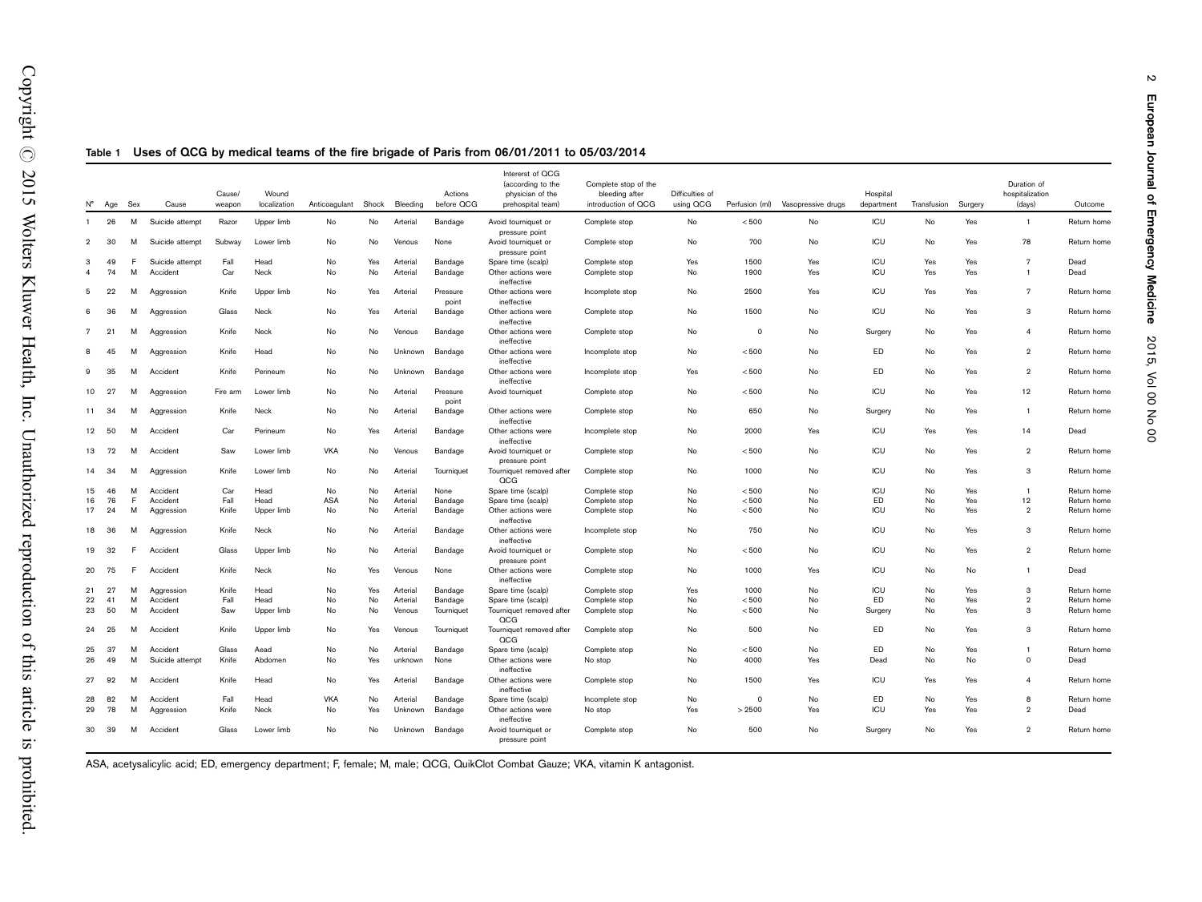**Table 1 Uses of QCG by medical teams of the fire brigade of Paris from 06/01/2011 to 05/03/2014**

| N° | Age | Sex | Cause | Cause/ weapon | Wound localization | Anticoagulant | Shock | Bleeding | Actions before QCG | Intererst of QCG (according to the physician of the prehospital team) | Complete stop of the bleeding after introduction of QCG | Difficulties of using QCG | Perfusion (ml) | Vasopressive drugs | Hospital department | Transfusion | Surgery | Duration of hospitalization (days) | Outcome |
|---|---|---|---|---|---|---|---|---|---|---|---|---|---|---|---|---|---|---|---|
| 1 | 26 | M | Suicide attempt | Razor | Upper limb | No | No | Arterial | Bandage | Avoid tourniquet or pressure point | Complete stop | No | < 500 | No | ICU | No | Yes | 1 | Return home |
| 2 | 30 | M | Suicide attempt | Subway | Lower limb | No | No | Venous | None | Avoid tourniquet or pressure point | Complete stop | No | 700 | No | ICU | No | Yes | 78 | Return home |
| 3 | 49 | F | Suicide attempt | Fall | Head | No | Yes | Arterial | Bandage | Spare time (scalp) | Complete stop | Yes | 1500 | Yes | ICU | Yes | Yes | 7 | Dead |
| 4 | 74 | M | Accident | Car | Neck | No | No | Arterial | Bandage | Other actions were ineffective | Complete stop | No | 1900 | Yes | ICU | Yes | Yes | 1 | Dead |
| 5 | 22 | M | Aggression | Knife | Upper limb | No | Yes | Arterial | Pressure point | Other actions were ineffective | Incomplete stop | No | 2500 | Yes | ICU | Yes | Yes | 7 | Return home |
| 6 | 36 | M | Aggression | Glass | Neck | No | Yes | Arterial | Bandage | Other actions were ineffective | Complete stop | No | 1500 | No | ICU | No | Yes | 3 | Return home |
| 7 | 21 | M | Aggression | Knife | Neck | No | No | Venous | Bandage | Other actions were ineffective | Complete stop | No | 0 | No | Surgery | No | Yes | 4 | Return home |
| 8 | 45 | M | Aggression | Knife | Head | No | No | Unknown | Bandage | Other actions were ineffective | Incomplete stop | No | < 500 | No | ED | No | Yes | 2 | Return home |
| 9 | 35 | M | Accident | Knife | Perineum | No | No | Unknown | Bandage | Other actions were ineffective | Incomplete stop | Yes | < 500 | No | ED | No | Yes | 2 | Return home |
| 10 | 27 | M | Aggression | Fire arm | Lower limb | No | No | Arterial | Pressure point | Avoid tourniquet | Complete stop | No | < 500 | No | ICU | No | Yes | 12 | Return home |
| 11 | 34 | M | Aggression | Knife | Neck | No | No | Arterial | Bandage | Other actions were ineffective | Complete stop | No | 650 | No | Surgery | No | Yes | 1 | Return home |
| 12 | 50 | M | Accident | Car | Perineum | No | Yes | Arterial | Bandage | Other actions were ineffective | Incomplete stop | No | 2000 | Yes | ICU | Yes | Yes | 14 | Dead |
| 13 | 72 | M | Accident | Saw | Lower limb | VKA | No | Venous | Bandage | Avoid tourniquet or pressure point | Complete stop | No | < 500 | No | ICU | No | Yes | 2 | Return home |
| 14 | 34 | M | Aggression | Knife | Lower limb | No | No | Arterial | Tourniquet | Tourniquet removed after QCG | Complete stop | No | 1000 | No | ICU | No | Yes | 3 | Return home |
| 15 | 46 | M | Accident | Car | Head | No | No | Arterial | None | Spare time (scalp) | Complete stop | No | < 500 | No | ICU | No | Yes | 1 | Return home |
| 16 | 76 | F | Accident | Fall | Head | ASA | No | Arterial | Bandage | Spare time (scalp) | Complete stop | No | < 500 | No | ED | No | Yes | 12 | Return home |
| 17 | 24 | M | Aggression | Knife | Upper limb | No | No | Arterial | Bandage | Other actions were ineffective | Complete stop | No | < 500 | No | ICU | No | Yes | 2 | Return home |
| 18 | 36 | M | Aggression | Knife | Neck | No | No | Arterial | Bandage | Other actions were ineffective | Incomplete stop | No | 750 | No | ICU | No | Yes | 3 | Return home |
| 19 | 32 | F | Accident | Glass | Upper limb | No | No | Arterial | Bandage | Avoid tourniquet or pressure point | Complete stop | No | < 500 | No | ICU | No | Yes | 2 | Return home |
| 20 | 75 | F | Accident | Knife | Neck | No | Yes | Venous | None | Other actions were ineffective | Complete stop | No | 1000 | Yes | ICU | No | No | 1 | Dead |
| 21 | 27 | M | Aggression | Knife | Head | No | Yes | Arterial | Bandage | Spare time (scalp) | Complete stop | Yes | 1000 | No | ICU | No | Yes | 3 | Return home |
| 22 | 41 | M | Accident | Fall | Head | No | No | Arterial | Bandage | Spare time (scalp) | Complete stop | No | < 500 | No | ED | No | Yes | 2 | Return home |
| 23 | 50 | M | Accident | Saw | Upper limb | No | No | Venous | Tourniquet | Tourniquet removed after QCG | Complete stop | No | < 500 | No | Surgery | No | Yes | 3 | Return home |
| 24 | 25 | M | Accident | Knife | Upper limb | No | Yes | Venous | Tourniquet | Tourniquet removed after QCG | Complete stop | No | 500 | No | ED | No | Yes | 3 | Return home |
| 25 | 37 | M | Accident | Glass | Aead | No | No | Arterial | Bandage | Spare time (scalp) | Complete stop | No | < 500 | No | ED | No | Yes | 1 | Return home |
| 26 | 49 | M | Suicide attempt | Knife | Abdomen | No | Yes | unknown | None | Other actions were ineffective | No stop | No | 4000 | Yes | Dead | No | No | 0 | Dead |
| 27 | 92 | M | Accident | Knife | Head | No | Yes | Arterial | Bandage | Other actions were ineffective | Complete stop | No | 1500 | Yes | ICU | Yes | Yes | 4 | Return home |
| 28 | 82 | M | Accident | Fall | Head | VKA | No | Arterial | Bandage | Spare time (scalp) | Incomplete stop | No | 0 | No | ED | No | Yes | 8 | Return home |
| 29 | 78 | M | Aggression | Knife | Neck | No | Yes | Unknown | Bandage | Other actions were ineffective | No stop | Yes | > 2500 | Yes | ICU | Yes | Yes | 2 | Dead |
| 30 | 39 | M | Accident | Glass | Lower limb | No | No | Unknown | Bandage | Avoid tourniquet or pressure point | Complete stop | No | 500 | No | Surgery | No | Yes | 2 | Return home |

ASA, acetysalicylic acid; ED, emergency department; F, female; M, male; QCG, QuikClot Combat Gauze; VKA, vitamin K antagonist.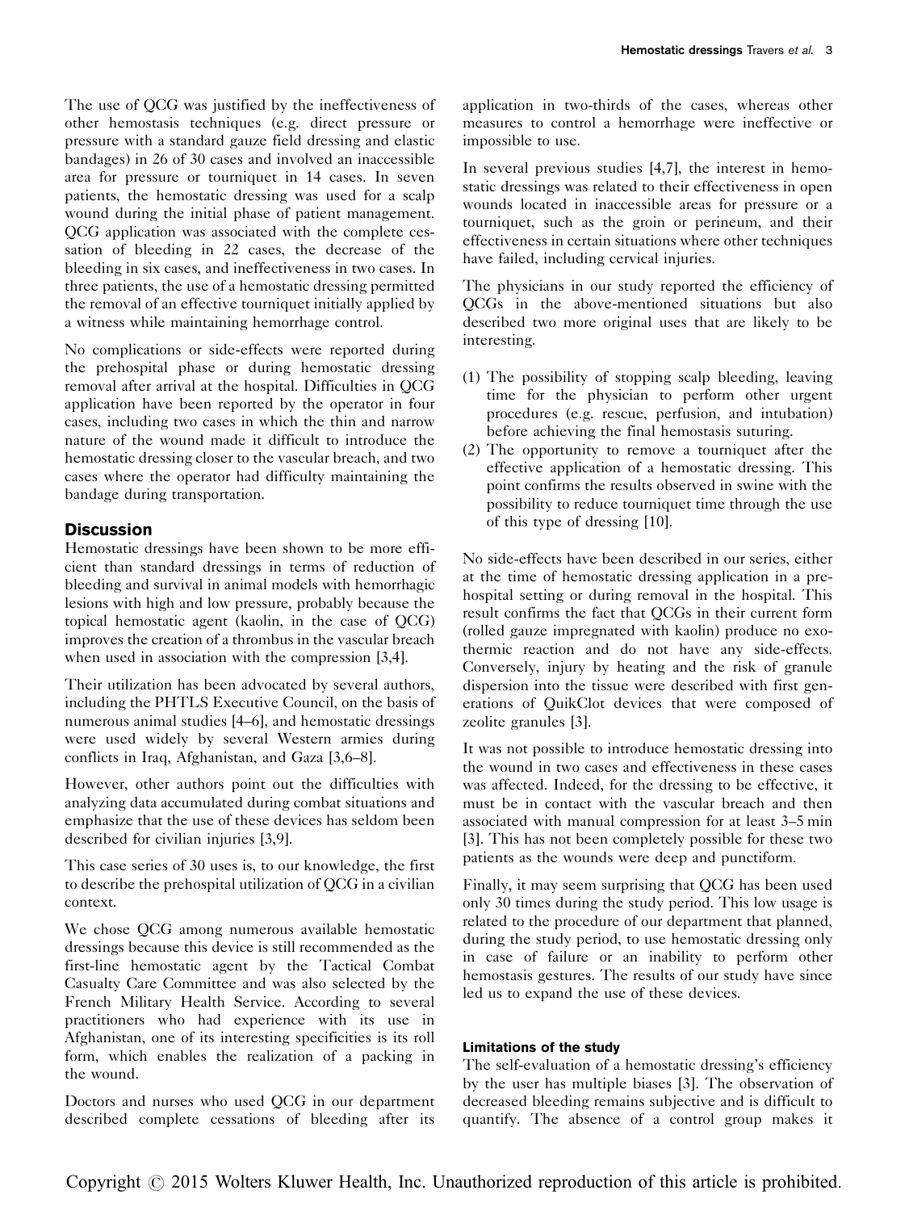The use of QCG was justified by the ineffectiveness of other hemostasis techniques (e.g. direct pressure or pressure with a standard gauze field dressing and elastic bandages) in 26 of 30 cases and involved an inaccessible area for pressure or tourniquet in 14 cases. In seven patients, the hemostatic dressing was used for a scalp wound during the initial phase of patient management. QCG application was associated with the complete cessation of bleeding in 22 cases, the decrease of the bleeding in six cases, and ineffectiveness in two cases. In three patients, the use of a hemostatic dressing permitted the removal of an effective tourniquet initially applied by a witness while maintaining hemorrhage control.

No complications or side-effects were reported during the prehospital phase or during hemostatic dressing removal after arrival at the hospital. Difficulties in QCG application have been reported by the operator in four cases, including two cases in which the thin and narrow nature of the wound made it difficult to introduce the hemostatic dressing closer to the vascular breach, and two cases where the operator had difficulty maintaining the bandage during transportation.

## Discussion

Hemostatic dressings have been shown to be more efficient than standard dressings in terms of reduction of bleeding and survival in animal models with hemorrhagic lesions with high and low pressure, probably because the topical hemostatic agent (kaolin, in the case of QCG) improves the creation of a thrombus in the vascular breach when used in association with the compression [3,4].

Their utilization has been advocated by several authors, including the PHTLS Executive Council, on the basis of numerous animal studies [4–6], and hemostatic dressings were used widely by several Western armies during conflicts in Iraq, Afghanistan, and Gaza [3,6–8].

However, other authors point out the difficulties with analyzing data accumulated during combat situations and emphasize that the use of these devices has seldom been described for civilian injuries [3,9].

This case series of 30 uses is, to our knowledge, the first to describe the prehospital utilization of QCG in a civilian context.

We chose QCG among numerous available hemostatic dressings because this device is still recommended as the first-line hemostatic agent by the Tactical Combat Casualty Care Committee and was also selected by the French Military Health Service. According to several practitioners who had experience with its use in Afghanistan, one of its interesting specificities is its roll form, which enables the realization of a packing in the wound.

Doctors and nurses who used QCG in our department described complete cessations of bleeding after its application in two-thirds of the cases, whereas other measures to control a hemorrhage were ineffective or impossible to use.

In several previous studies [4,7], the interest in hemostatic dressings was related to their effectiveness in open wounds located in inaccessible areas for pressure or a tourniquet, such as the groin or perineum, and their effectiveness in certain situations where other techniques have failed, including cervical injuries.

The physicians in our study reported the efficiency of QCGs in the above-mentioned situations but also described two more original uses that are likely to be interesting.

(1) The possibility of stopping scalp bleeding, leaving time for the physician to perform other urgent procedures (e.g. rescue, perfusion, and intubation) before achieving the final hemostasis suturing.
(2) The opportunity to remove a tourniquet after the effective application of a hemostatic dressing. This point confirms the results observed in swine with the possibility to reduce tourniquet time through the use of this type of dressing [10].

No side-effects have been described in our series, either at the time of hemostatic dressing application in a prehospital setting or during removal in the hospital. This result confirms the fact that QCGs in their current form (rolled gauze impregnated with kaolin) produce no exothermic reaction and do not have any side-effects. Conversely, injury by heating and the risk of granule dispersion into the tissue were described with first generations of QuikClot devices that were composed of zeolite granules [3].

It was not possible to introduce hemostatic dressing into the wound in two cases and effectiveness in these cases was affected. Indeed, for the dressing to be effective, it must be in contact with the vascular breach and then associated with manual compression for at least 3–5 min [3]. This has not been completely possible for these two patients as the wounds were deep and punctiform.

Finally, it may seem surprising that QCG has been used only 30 times during the study period. This low usage is related to the procedure of our department that planned, during the study period, to use hemostatic dressing only in case of failure or an inability to perform other hemostasis gestures. The results of our study have since led us to expand the use of these devices.

### Limitations of the study

The self-evaluation of a hemostatic dressing's efficiency by the user has multiple biases [3]. The observation of decreased bleeding remains subjective and is difficult to quantify. The absence of a control group makes it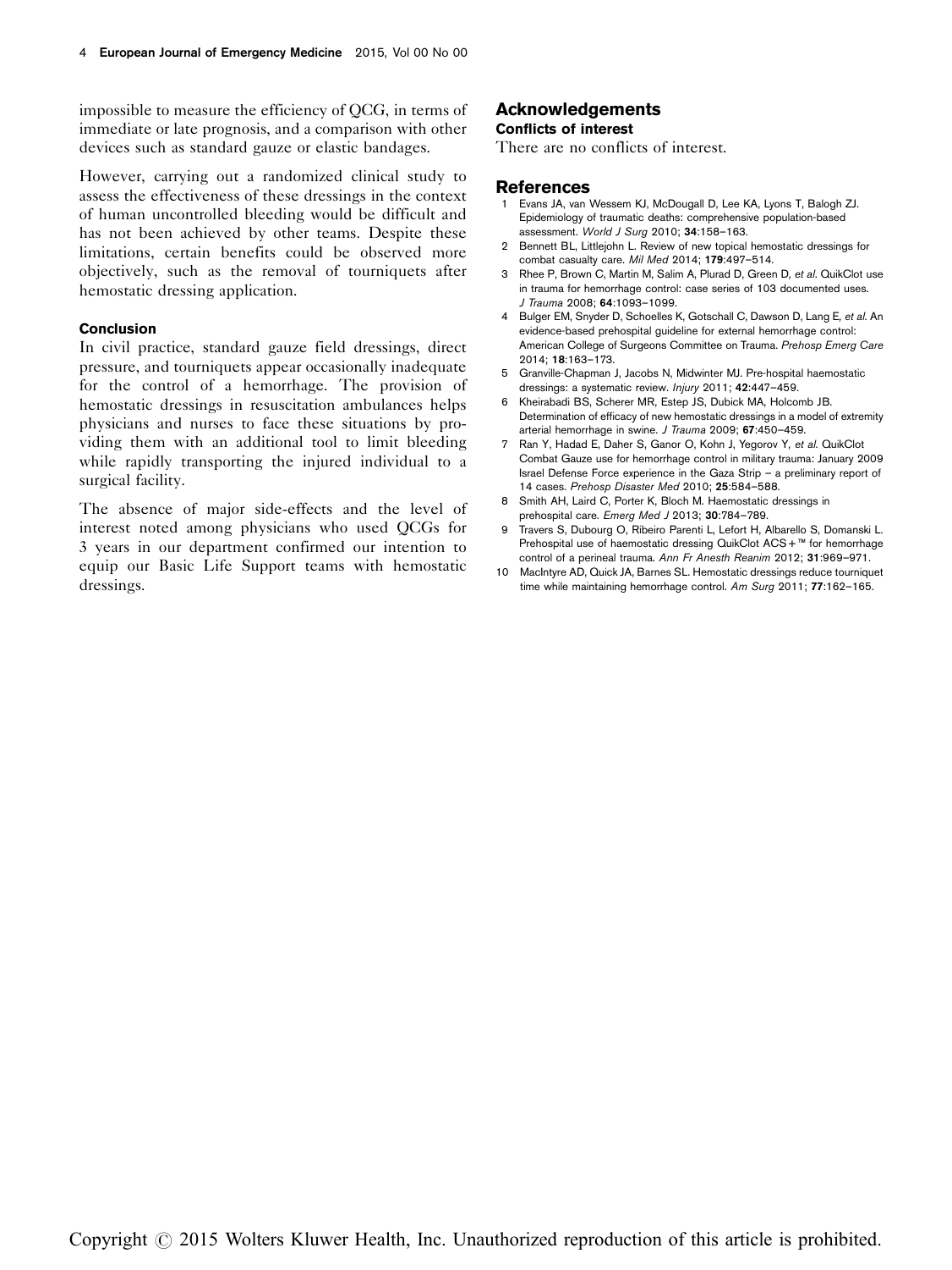impossible to measure the efficiency of QCG, in terms of immediate or late prognosis, and a comparison with other devices such as standard gauze or elastic bandages.

However, carrying out a randomized clinical study to assess the effectiveness of these dressings in the context of human uncontrolled bleeding would be difficult and has not been achieved by other teams. Despite these limitations, certain benefits could be observed more objectively, such as the removal of tourniquets after hemostatic dressing application.

### Conclusion

In civil practice, standard gauze field dressings, direct pressure, and tourniquets appear occasionally inadequate for the control of a hemorrhage. The provision of hemostatic dressings in resuscitation ambulances helps physicians and nurses to face these situations by providing them with an additional tool to limit bleeding while rapidly transporting the injured individual to a surgical facility.

The absence of major side-effects and the level of interest noted among physicians who used QCGs for 3 years in our department confirmed our intention to equip our Basic Life Support teams with hemostatic dressings.

## Acknowledgements

### Conflicts of interest

There are no conflicts of interest.

## References

1. Evans JA, van Wessem KJ, McDougall D, Lee KA, Lyons T, Balogh ZJ. Epidemiology of traumatic deaths: comprehensive population-based assessment. *World J Surg* 2010; **34**:158–163.
2. Bennett BL, Littlejohn L. Review of new topical hemostatic dressings for combat casualty care. *Mil Med* 2014; **179**:497–514.
3. Rhee P, Brown C, Martin M, Salim A, Plurad D, Green D, *et al*. QuikClot use in trauma for hemorrhage control: case series of 103 documented uses. *J Trauma* 2008; **64**:1093–1099.
4. Bulger EM, Snyder D, Schoelles K, Gotschall C, Dawson D, Lang E, *et al*. An evidence-based prehospital guideline for external hemorrhage control: American College of Surgeons Committee on Trauma. *Prehosp Emerg Care* 2014; **18**:163–173.
5. Granville-Chapman J, Jacobs N, Midwinter MJ. Pre-hospital haemostatic dressings: a systematic review. *Injury* 2011; **42**:447–459.
6. Kheirabadi BS, Scherer MR, Estep JS, Dubick MA, Holcomb JB. Determination of efficacy of new hemostatic dressings in a model of extremity arterial hemorrhage in swine. *J Trauma* 2009; **67**:450–459.
7. Ran Y, Hadad E, Daher S, Ganor O, Kohn J, Yegorov Y, *et al*. QuikClot Combat Gauze use for hemorrhage control in military trauma: January 2009 Israel Defense Force experience in the Gaza Strip – a preliminary report of 14 cases. *Prehosp Disaster Med* 2010; **25**:584–588.
8. Smith AH, Laird C, Porter K, Bloch M. Haemostatic dressings in prehospital care. *Emerg Med J* 2013; **30**:784–789.
9. Travers S, Dubourg O, Ribeiro Parenti L, Lefort H, Albarello S, Domanski L. Prehospital use of haemostatic dressing QuikClot ACS+™ for hemorrhage control of a perineal trauma. *Ann Fr Anesth Reanim* 2012; **31**:969–971.
10. MacIntyre AD, Quick JA, Barnes SL. Hemostatic dressings reduce tourniquet time while maintaining hemorrhage control. *Am Surg* 2011; **77**:162–165.